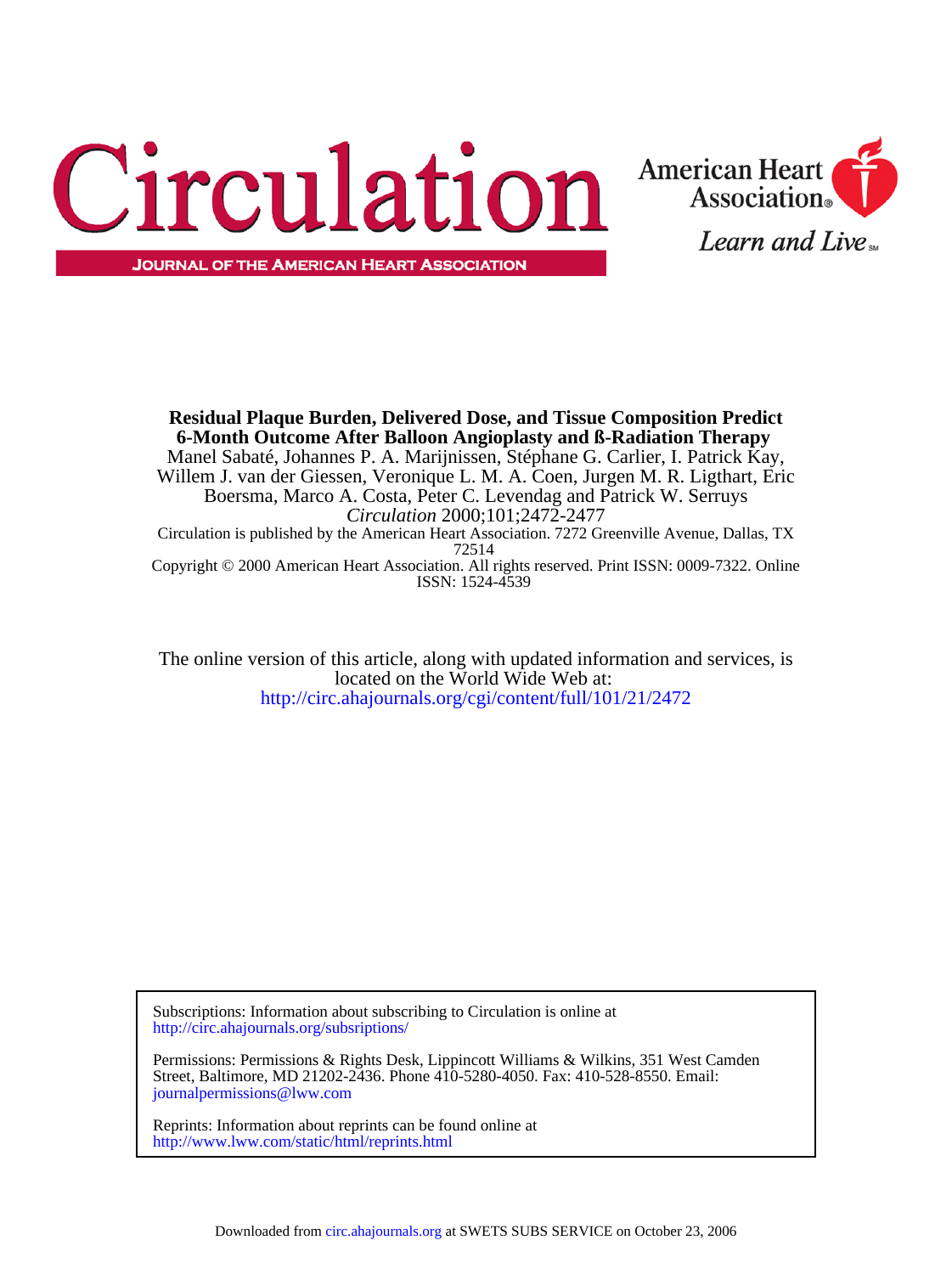# Circulation

JOURNAL OF THE AMERICAN HEART ASSOCIATION

American Heart Association

*Learn and Live*

**Residual Plaque Burden, Delivered Dose, and Tissue Composition Predict 6-Month Outcome After Balloon Angioplasty and ß-Radiation Therapy**

Manel Sabaté, Johannes P. A. Marijnissen, Stéphane G. Carlier, I. Patrick Kay, Willem J. van der Giessen, Veronique L. M. A. Coen, Jurgen M. R. Ligthart, Eric Boersma, Marco A. Costa, Peter C. Levendag and Patrick W. Serruys

*Circulation* 2000;101;2472-2477

Circulation is published by the American Heart Association. 7272 Greenville Avenue, Dallas, TX 72514

Copyright © 2000 American Heart Association. All rights reserved. Print ISSN: 0009-7322. Online ISSN: 1524-4539

The online version of this article, along with updated information and services, is located on the World Wide Web at:
http://circ.ahajournals.org/cgi/content/full/101/21/2472

Subscriptions: Information about subscribing to Circulation is online at
http://circ.ahajournals.org/subsriptions/

Permissions: Permissions & Rights Desk, Lippincott Williams & Wilkins, 351 West Camden Street, Baltimore, MD 21202-2436. Phone 410-5280-4050. Fax: 410-528-8550. Email:
journalpermissions@lww.com

Reprints: Information about reprints can be found online at
http://www.lww.com/static/html/reprints.html

Downloaded from circ.ahajournals.org at SWETS SUBS SERVICE on October 23, 2006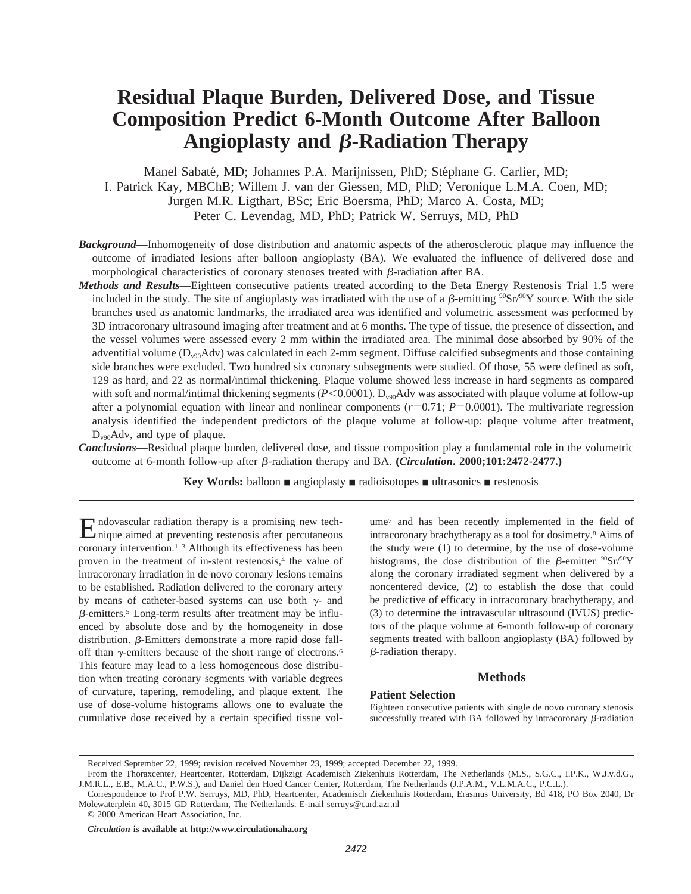# Residual Plaque Burden, Delivered Dose, and Tissue Composition Predict 6-Month Outcome After Balloon Angioplasty and β-Radiation Therapy

Manel Sabaté, MD; Johannes P.A. Marijnissen, PhD; Stéphane G. Carlier, MD; I. Patrick Kay, MBChB; Willem J. van der Giessen, MD, PhD; Veronique L.M.A. Coen, MD; Jurgen M.R. Ligthart, BSc; Eric Boersma, PhD; Marco A. Costa, MD; Peter C. Levendag, MD, PhD; Patrick W. Serruys, MD, PhD

***Background***—Inhomogeneity of dose distribution and anatomic aspects of the atherosclerotic plaque may influence the outcome of irradiated lesions after balloon angioplasty (BA). We evaluated the influence of delivered dose and morphological characteristics of coronary stenoses treated with β-radiation after BA.

***Methods and Results***—Eighteen consecutive patients treated according to the Beta Energy Restenosis Trial 1.5 were included in the study. The site of angioplasty was irradiated with the use of a β-emitting $^{90}$Sr/$^{90}$Y source. With the side branches used as anatomic landmarks, the irradiated area was identified and volumetric assessment was performed by 3D intracoronary ultrasound imaging after treatment and at 6 months. The type of tissue, the presence of dissection, and the vessel volumes were assessed every 2 mm within the irradiated area. The minimal dose absorbed by 90% of the adventitial volume ($D_{v90}$Adv) was calculated in each 2-mm segment. Diffuse calcified subsegments and those containing side branches were excluded. Two hundred six coronary subsegments were studied. Of those, 55 were defined as soft, 129 as hard, and 22 as normal/intimal thickening. Plaque volume showed less increase in hard segments as compared with soft and normal/intimal thickening segments ($P<0.0001$). $D_{v90}$Adv was associated with plaque volume at follow-up after a polynomial equation with linear and nonlinear components ($r=0.71$; $P=0.0001$). The multivariate regression analysis identified the independent predictors of the plaque volume at follow-up: plaque volume after treatment, $D_{v90}$Adv, and type of plaque.

***Conclusions***—Residual plaque burden, delivered dose, and tissue composition play a fundamental role in the volumetric outcome at 6-month follow-up after β-radiation therapy and BA. **(*Circulation*. 2000;101:2472-2477.)**

**Key Words:** balloon ■ angioplasty ■ radioisotopes ■ ultrasonics ■ restenosis

Endovascular radiation therapy is a promising new technique aimed at preventing restenosis after percutaneous coronary intervention.[1–3] Although its effectiveness has been proven in the treatment of in-stent restenosis,[4] the value of intracoronary irradiation in de novo coronary lesions remains to be established. Radiation delivered to the coronary artery by means of catheter-based systems can use both γ- and β-emitters.[5] Long-term results after treatment may be influenced by absolute dose and by the homogeneity in dose distribution. β-Emitters demonstrate a more rapid dose falloff than γ-emitters because of the short range of electrons.[6] This feature may lead to a less homogeneous dose distribution when treating coronary segments with variable degrees of curvature, tapering, remodeling, and plaque extent. The use of dose-volume histograms allows one to evaluate the cumulative dose received by a certain specified tissue volume[7] and has been recently implemented in the field of intracoronary brachytherapy as a tool for dosimetry.[8] Aims of the study were (1) to determine, by the use of dose-volume histograms, the dose distribution of the β-emitter $^{90}$Sr/$^{90}$Y along the coronary irradiated segment when delivered by a noncentered device, (2) to establish the dose that could be predictive of efficacy in intracoronary brachytherapy, and (3) to determine the intravascular ultrasound (IVUS) predictors of the plaque volume at 6-month follow-up of coronary segments treated with balloon angioplasty (BA) followed by β-radiation therapy.

## Methods

### Patient Selection

Eighteen consecutive patients with single de novo coronary stenosis successfully treated with BA followed by intracoronary β-radiation

Received September 22, 1999; revision received November 23, 1999; accepted December 22, 1999.

From the Thoraxcenter, Heartcenter, Rotterdam, Dijkzigt Academisch Ziekenhuis Rotterdam, The Netherlands (M.S., S.G.C., I.P.K., W.J.v.d.G., J.M.R.L., E.B., M.A.C., P.W.S.), and Daniel den Hoed Cancer Center, Rotterdam, The Netherlands (J.P.A.M., V.L.M.A.C., P.C.L.).

Correspondence to Prof P.W. Serruys, MD, PhD, Heartcenter, Academisch Ziekenhuis Rotterdam, Erasmus University, Bd 418, PO Box 2040, Dr Molewaterplein 40, 3015 GD Rotterdam, The Netherlands. E-mail serruys@card.azr.nl

© 2000 American Heart Association, Inc.

*Circulation* **is available at http://www.circulationaha.org**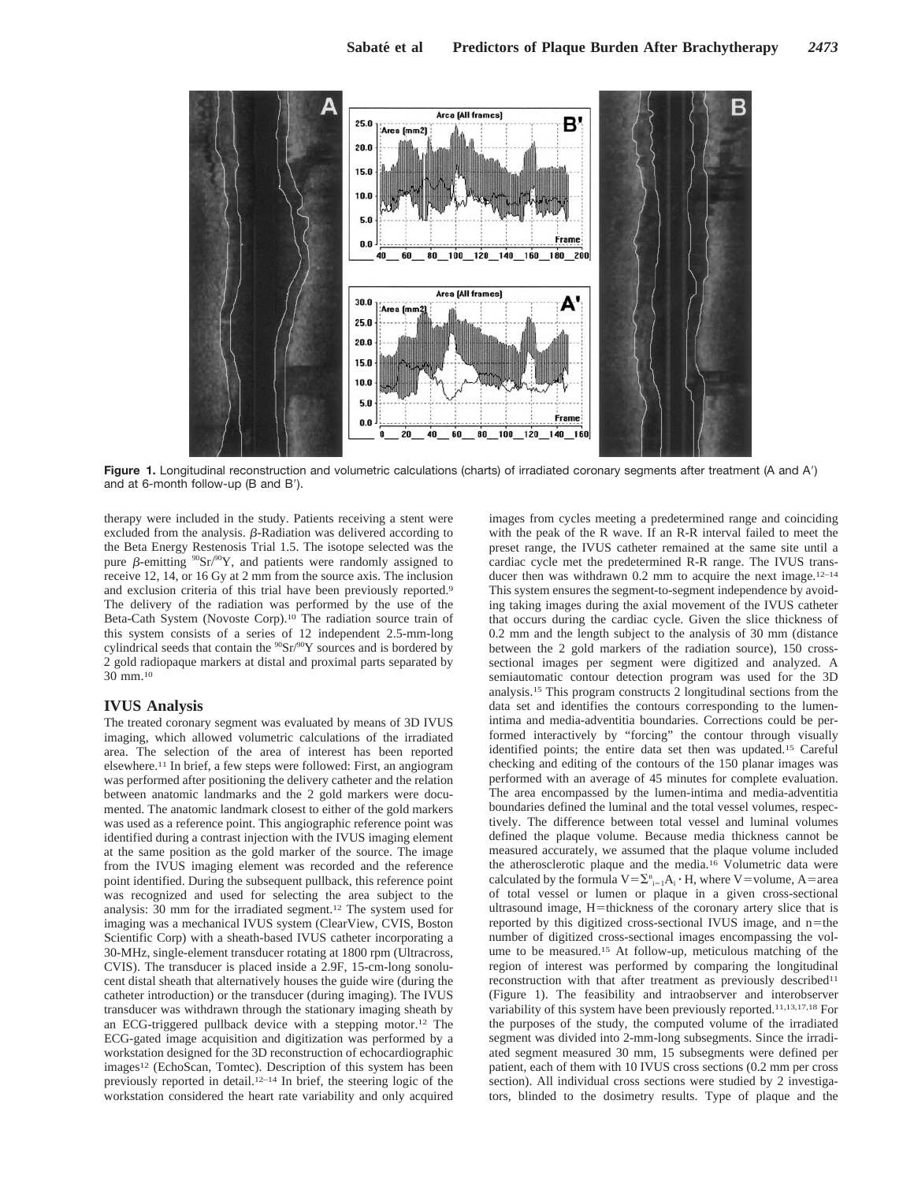**Figure 1.** Longitudinal reconstruction and volumetric calculations (charts) of irradiated coronary segments after treatment (A and A′) and at 6-month follow-up (B and B′).

therapy were included in the study. Patients receiving a stent were excluded from the analysis. β-Radiation was delivered according to the Beta Energy Restenosis Trial 1.5. The isotope selected was the pure β-emitting $^{90}Sr/^{90}Y$, and patients were randomly assigned to receive 12, 14, or 16 Gy at 2 mm from the source axis. The inclusion and exclusion criteria of this trial have been previously reported.[9] The delivery of the radiation was performed by the use of the Beta-Cath System (Novoste Corp).[10] The radiation source train of this system consists of a series of 12 independent 2.5-mm-long cylindrical seeds that contain the $^{90}Sr/^{90}Y$ sources and is bordered by 2 gold radiopaque markers at distal and proximal parts separated by 30 mm.[10]

## IVUS Analysis

The treated coronary segment was evaluated by means of 3D IVUS imaging, which allowed volumetric calculations of the irradiated area. The selection of the area of interest has been reported elsewhere.[11] In brief, a few steps were followed: First, an angiogram was performed after positioning the delivery catheter and the relation between anatomic landmarks and the 2 gold markers were documented. The anatomic landmark closest to either of the gold markers was used as a reference point. This angiographic reference point was identified during a contrast injection with the IVUS imaging element at the same position as the gold marker of the source. The image from the IVUS imaging element was recorded and the reference point identified. During the subsequent pullback, this reference point was recognized and used for selecting the area subject to the analysis: 30 mm for the irradiated segment.[12] The system used for imaging was a mechanical IVUS system (ClearView, CVIS, Boston Scientific Corp) with a sheath-based IVUS catheter incorporating a 30-MHz, single-element transducer rotating at 1800 rpm (Ultracross, CVIS). The transducer is placed inside a 2.9F, 15-cm-long sonolucent distal sheath that alternatively houses the guide wire (during the catheter introduction) or the transducer (during imaging). The IVUS transducer was withdrawn through the stationary imaging sheath by an ECG-triggered pullback device with a stepping motor.[12] The ECG-gated image acquisition and digitization was performed by a workstation designed for the 3D reconstruction of echocardiographic images[12] (EchoScan, Tomtec). Description of this system has been previously reported in detail.[12–14] In brief, the steering logic of the workstation considered the heart rate variability and only acquired images from cycles meeting a predetermined range and coinciding with the peak of the R wave. If an R-R interval failed to meet the preset range, the IVUS catheter remained at the same site until a cardiac cycle met the predetermined R-R range. The IVUS transducer then was withdrawn 0.2 mm to acquire the next image.[12–14] This system ensures the segment-to-segment independence by avoiding taking images during the axial movement of the IVUS catheter that occurs during the cardiac cycle. Given the slice thickness of 0.2 mm and the length subject to the analysis of 30 mm (distance between the 2 gold markers of the radiation source), 150 cross-sectional images per segment were digitized and analyzed. A semiautomatic contour detection program was used for the 3D analysis.[15] This program constructs 2 longitudinal sections from the data set and identifies the contours corresponding to the lumen-intima and media-adventitia boundaries. Corrections could be performed interactively by "forcing" the contour through visually identified points; the entire data set then was updated.[15] Careful checking and editing of the contours of the 150 planar images was performed with an average of 45 minutes for complete evaluation. The area encompassed by the lumen-intima and media-adventitia boundaries defined the luminal and the total vessel volumes, respectively. The difference between total vessel and luminal volumes defined the plaque volume. Because media thickness cannot be measured accurately, we assumed that the plaque volume included the atherosclerotic plaque and the media.[16] Volumetric data were calculated by the formula $V=\sum_{i=1}^{n} A_i \cdot H$, where V=volume, A=area of total vessel or lumen or plaque in a given cross-sectional ultrasound image, H=thickness of the coronary artery slice that is reported by this digitized cross-sectional IVUS image, and n=the number of digitized cross-sectional images encompassing the volume to be measured.[15] At follow-up, meticulous matching of the region of interest was performed by comparing the longitudinal reconstruction with that after treatment as previously described[11] (Figure 1). The feasibility and intraobserver and interobserver variability of this system have been previously reported.[11,13,17,18] For the purposes of the study, the computed volume of the irradiated segment was divided into 2-mm-long subsegments. Since the irradiated segment measured 30 mm, 15 subsegments were defined per patient, each of them with 10 IVUS cross sections (0.2 mm per cross section). All individual cross sections were studied by 2 investigators, blinded to the dosimetry results. Type of plaque and the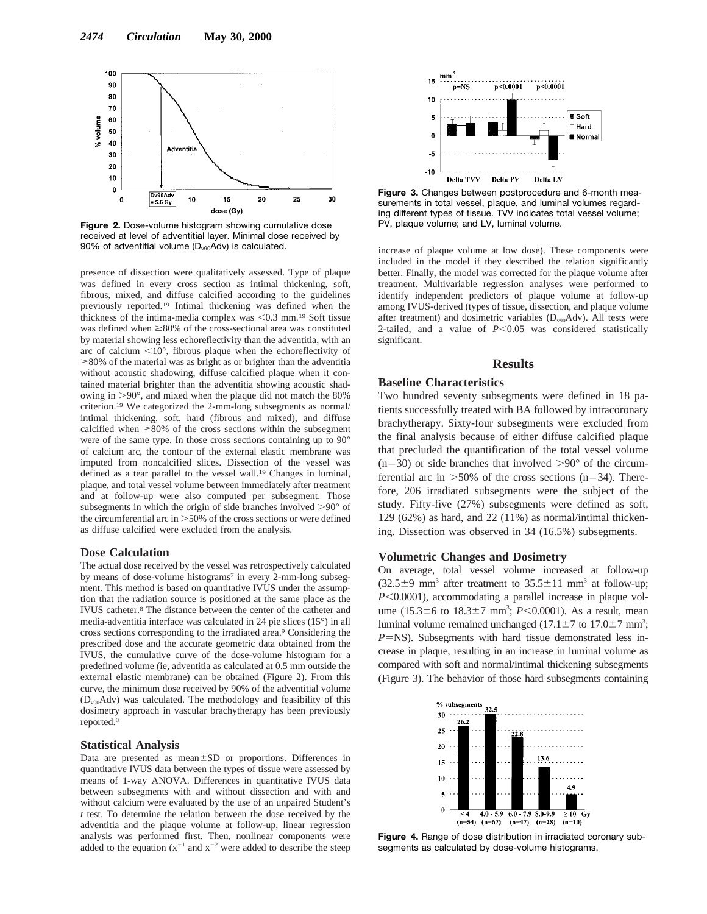Figure 2. Dose-volume histogram showing cumulative dose received at level of adventitial layer. Minimal dose received by 90% of adventitial volume ($D_{v90}$Adv) is calculated.

presence of dissection were qualitatively assessed. Type of plaque was defined in every cross section as intimal thickening, soft, fibrous, mixed, and diffuse calcified according to the guidelines previously reported.[19] Intimal thickening was defined when the thickness of the intima-media complex was <0.3 mm.[19] Soft tissue was defined when ≥80% of the cross-sectional area was constituted by material showing less echoreflectivity than the adventitia, with an arc of calcium <10°, fibrous plaque when the echoreflectivity of ≥80% of the material was as bright as or brighter than the adventitia without acoustic shadowing, diffuse calcified plaque when it contained material brighter than the adventitia showing acoustic shadowing in >90°, and mixed when the plaque did not match the 80% criterion.[19] We categorized the 2-mm-long subsegments as normal/intimal thickening, soft, hard (fibrous and mixed), and diffuse calcified when ≥80% of the cross sections within the subsegment were of the same type. In those cross sections containing up to 90° of calcium arc, the contour of the external elastic membrane was imputed from noncalcified slices. Dissection of the vessel was defined as a tear parallel to the vessel wall.[19] Changes in luminal, plaque, and total vessel volume between immediately after treatment and at follow-up were also computed per subsegment. Those subsegments in which the origin of side branches involved >90° of the circumferential arc in >50% of the cross sections or were defined as diffuse calcified were excluded from the analysis.

### Dose Calculation

The actual dose received by the vessel was retrospectively calculated by means of dose-volume histograms[7] in every 2-mm-long subsegment. This method is based on quantitative IVUS under the assumption that the radiation source is positioned at the same place as the IVUS catheter.[8] The distance between the center of the catheter and media-adventitia interface was calculated in 24 pie slices (15°) in all cross sections corresponding to the irradiated area.[9] Considering the prescribed dose and the accurate geometric data obtained from the IVUS, the cumulative curve of the dose-volume histogram for a predefined volume (ie, adventitia as calculated at 0.5 mm outside the external elastic membrane) can be obtained (Figure 2). From this curve, the minimum dose received by 90% of the adventitial volume ($D_{v90}$Adv) was calculated. The methodology and feasibility of this dosimetry approach in vascular brachytherapy has been previously reported.[8]

### Statistical Analysis

Data are presented as mean±SD or proportions. Differences in quantitative IVUS data between the types of tissue were assessed by means of 1-way ANOVA. Differences in quantitative IVUS data between subsegments with and without dissection and with and without calcium were evaluated by the use of an unpaired Student's *t* test. To determine the relation between the dose received by the adventitia and the plaque volume at follow-up, linear regression analysis was performed first. Then, nonlinear components were added to the equation ($x^{-1}$ and $x^{-2}$ were added to describe the steep increase of plaque volume at low dose). These components were included in the model if they described the relation significantly better. Finally, the model was corrected for the plaque volume after treatment. Multivariable regression analyses were performed to identify independent predictors of plaque volume at follow-up among IVUS-derived (types of tissue, dissection, and plaque volume after treatment) and dosimetric variables ($D_{v90}$Adv). All tests were 2-tailed, and a value of $P<0.05$ was considered statistically significant.

Figure 3. Changes between postprocedure and 6-month measurements in total vessel, plaque, and luminal volumes regarding different types of tissue. TVV indicates total vessel volume; PV, plaque volume; and LV, luminal volume.

## Results

### Baseline Characteristics

Two hundred seventy subsegments were defined in 18 patients successfully treated with BA followed by intracoronary brachytherapy. Sixty-four subsegments were excluded from the final analysis because of either diffuse calcified plaque that precluded the quantification of the total vessel volume (n=30) or side branches that involved >90° of the circumferential arc in >50% of the cross sections (n=34). Therefore, 206 irradiated subsegments were the subject of the study. Fifty-five (27%) subsegments were defined as soft, 129 (62%) as hard, and 22 (11%) as normal/intimal thickening. Dissection was observed in 34 (16.5%) subsegments.

### Volumetric Changes and Dosimetry

On average, total vessel volume increased at follow-up (32.5±9 mm³ after treatment to 35.5±11 mm³ at follow-up; $P<0.0001$), accommodating a parallel increase in plaque volume (15.3±6 to 18.3±7 mm³; $P<0.0001$). As a result, mean luminal volume remained unchanged (17.1±7 to 17.0±7 mm³; $P$=NS). Subsegments with hard tissue demonstrated less increase in plaque, resulting in an increase in luminal volume as compared with soft and normal/intimal thickening subsegments (Figure 3). The behavior of those hard subsegments containing

Figure 4. Range of dose distribution in irradiated coronary subsegments as calculated by dose-volume histograms.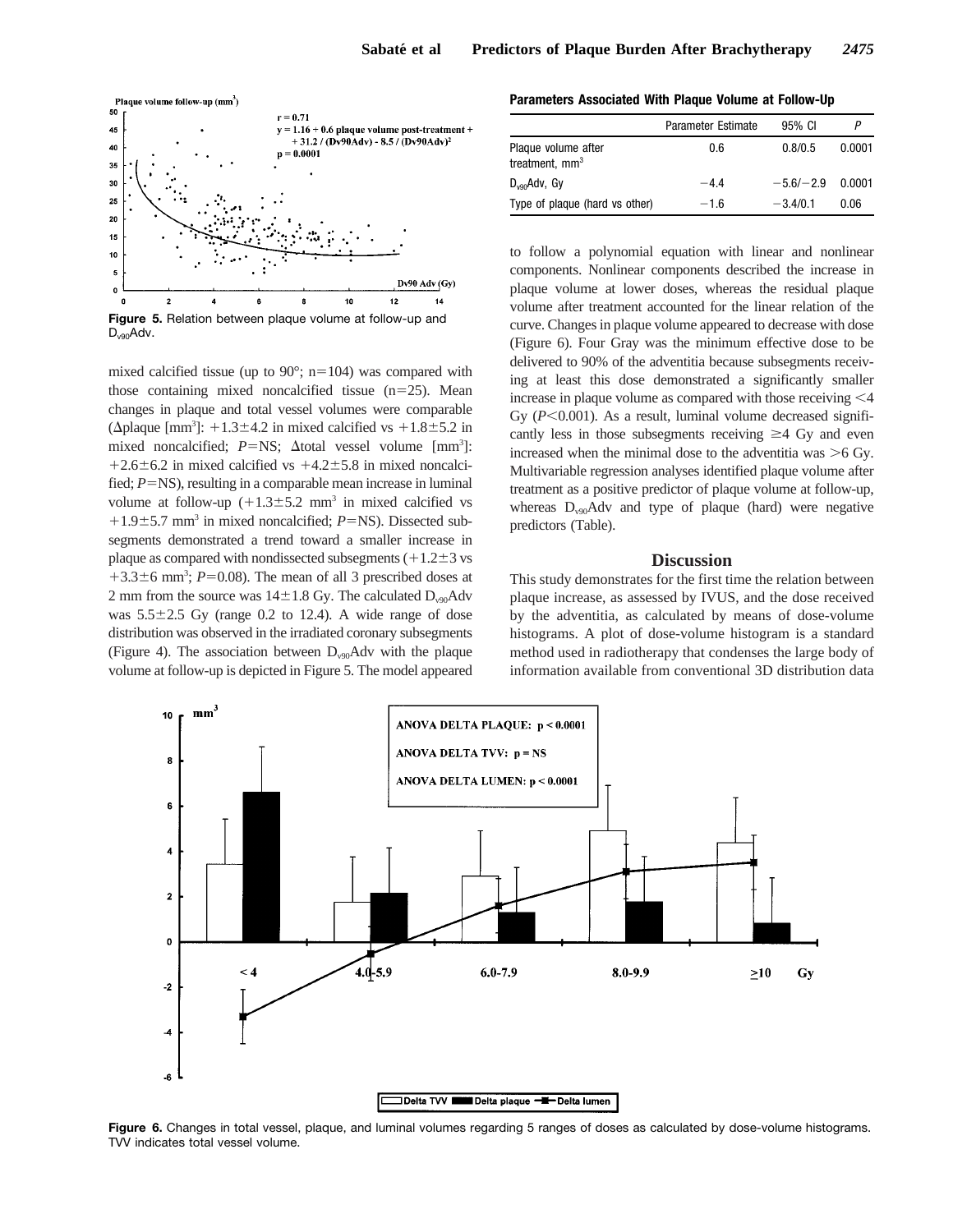Figure 5. Relation between plaque volume at follow-up and $D_{v90}$Adv.

mixed calcified tissue (up to 90°; n=104) was compared with those containing mixed noncalcified tissue (n=25). Mean changes in plaque and total vessel volumes were comparable (Δplaque [mm$^3$]: +1.3±4.2 in mixed calcified vs +1.8±5.2 in mixed noncalcified; *P*=NS; Δtotal vessel volume [mm$^3$]: +2.6±6.2 in mixed calcified vs +4.2±5.8 in mixed noncalcified; *P*=NS), resulting in a comparable mean increase in luminal volume at follow-up (+1.3±5.2 mm$^3$ in mixed calcified vs +1.9±5.7 mm$^3$ in mixed noncalcified; *P*=NS). Dissected subsegments demonstrated a trend toward a smaller increase in plaque as compared with nondissected subsegments (+1.2±3 vs +3.3±6 mm$^3$; *P*=0.08). The mean of all 3 prescribed doses at 2 mm from the source was 14±1.8 Gy. The calculated $D_{v90}$Adv was 5.5±2.5 Gy (range 0.2 to 12.4). A wide range of dose distribution was observed in the irradiated coronary subsegments (Figure 4). The association between $D_{v90}$Adv with the plaque volume at follow-up is depicted in Figure 5. The model appeared to follow a polynomial equation with linear and nonlinear components. Nonlinear components described the increase in plaque volume at lower doses, whereas the residual plaque volume after treatment accounted for the linear relation of the curve. Changes in plaque volume appeared to decrease with dose (Figure 6). Four Gray was the minimum effective dose to be delivered to 90% of the adventitia because subsegments receiving at least this dose demonstrated a significantly smaller increase in plaque volume as compared with those receiving <4 Gy (*P*<0.001). As a result, luminal volume decreased significantly less in those subsegments receiving ≥4 Gy and even increased when the minimal dose to the adventitia was >6 Gy. Multivariable regression analyses identified plaque volume after treatment as a positive predictor of plaque volume at follow-up, whereas $D_{v90}$Adv and type of plaque (hard) were negative predictors (Table).

**Parameters Associated With Plaque Volume at Follow-Up**

| | Parameter Estimate | 95% CI | *P* |
|---|---|---|---|
| Plaque volume after treatment, mm$^3$ | 0.6 | 0.8/0.5 | 0.0001 |
| $D_{v90}$Adv, Gy | −4.4 | −5.6/−2.9 | 0.0001 |
| Type of plaque (hard vs other) | −1.6 | −3.4/0.1 | 0.06 |

## Discussion

This study demonstrates for the first time the relation between plaque increase, as assessed by IVUS, and the dose received by the adventitia, as calculated by means of dose-volume histograms. A plot of dose-volume histogram is a standard method used in radiotherapy that condenses the large body of information available from conventional 3D distribution data

Figure 6. Changes in total vessel, plaque, and luminal volumes regarding 5 ranges of doses as calculated by dose-volume histograms. TVV indicates total vessel volume.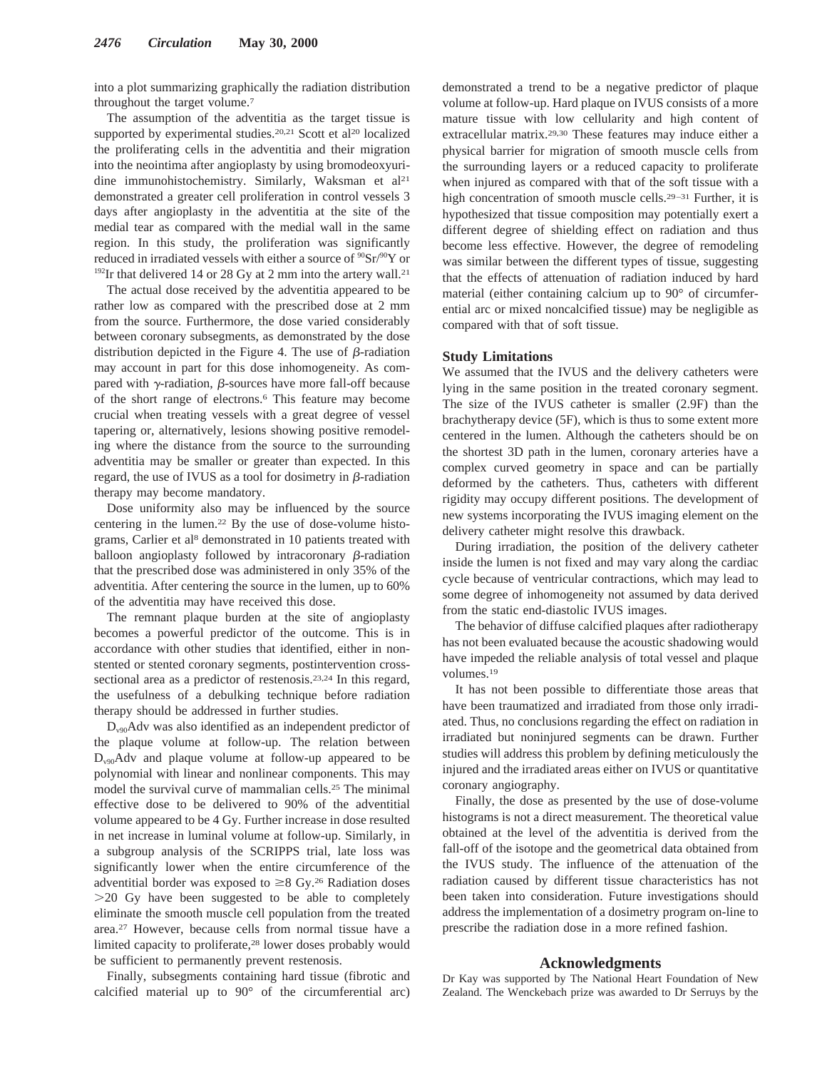into a plot summarizing graphically the radiation distribution throughout the target volume.[7]

The assumption of the adventitia as the target tissue is supported by experimental studies.[20,21] Scott et al[20] localized the proliferating cells in the adventitia and their migration into the neointima after angioplasty by using bromodeoxyuridine immunohistochemistry. Similarly, Waksman et al[21] demonstrated a greater cell proliferation in control vessels 3 days after angioplasty in the adventitia at the site of the medial tear as compared with the medial wall in the same region. In this study, the proliferation was significantly reduced in irradiated vessels with either a source of $^{90}Sr/^{90}Y$ or $^{192}Ir$ that delivered 14 or 28 Gy at 2 mm into the artery wall.[21]

The actual dose received by the adventitia appeared to be rather low as compared with the prescribed dose at 2 mm from the source. Furthermore, the dose varied considerably between coronary subsegments, as demonstrated by the dose distribution depicted in the Figure 4. The use of $\beta$-radiation may account in part for this dose inhomogeneity. As compared with $\gamma$-radiation, $\beta$-sources have more fall-off because of the short range of electrons.[6] This feature may become crucial when treating vessels with a great degree of vessel tapering or, alternatively, lesions showing positive remodeling where the distance from the source to the surrounding adventitia may be smaller or greater than expected. In this regard, the use of IVUS as a tool for dosimetry in $\beta$-radiation therapy may become mandatory.

Dose uniformity also may be influenced by the source centering in the lumen.[22] By the use of dose-volume histograms, Carlier et al[8] demonstrated in 10 patients treated with balloon angioplasty followed by intracoronary $\beta$-radiation that the prescribed dose was administered in only 35% of the adventitia. After centering the source in the lumen, up to 60% of the adventitia may have received this dose.

The remnant plaque burden at the site of angioplasty becomes a powerful predictor of the outcome. This is in accordance with other studies that identified, either in nonstented or stented coronary segments, postintervention cross-sectional area as a predictor of restenosis.[23,24] In this regard, the usefulness of a debulking technique before radiation therapy should be addressed in further studies.

$D_{v90}$Adv was also identified as an independent predictor of the plaque volume at follow-up. The relation between $D_{v90}$Adv and plaque volume at follow-up appeared to be polynomial with linear and nonlinear components. This may model the survival curve of mammalian cells.[25] The minimal effective dose to be delivered to 90% of the adventitial volume appeared to be 4 Gy. Further increase in dose resulted in net increase in luminal volume at follow-up. Similarly, in a subgroup analysis of the SCRIPPS trial, late loss was significantly lower when the entire circumference of the adventitial border was exposed to $\geq$8 Gy.[26] Radiation doses >20 Gy have been suggested to be able to completely eliminate the smooth muscle cell population from the treated area.[27] However, because cells from normal tissue have a limited capacity to proliferate,[28] lower doses probably would be sufficient to permanently prevent restenosis.

Finally, subsegments containing hard tissue (fibrotic and calcified material up to 90° of the circumferential arc) demonstrated a trend to be a negative predictor of plaque volume at follow-up. Hard plaque on IVUS consists of a more mature tissue with low cellularity and high content of extracellular matrix.[29,30] These features may induce either a physical barrier for migration of smooth muscle cells from the surrounding layers or a reduced capacity to proliferate when injured as compared with that of the soft tissue with a high concentration of smooth muscle cells.[29–31] Further, it is hypothesized that tissue composition may potentially exert a different degree of shielding effect on radiation and thus become less effective. However, the degree of remodeling was similar between the different types of tissue, suggesting that the effects of attenuation of radiation induced by hard material (either containing calcium up to 90° of circumferential arc or mixed noncalcified tissue) may be negligible as compared with that of soft tissue.

## Study Limitations

We assumed that the IVUS and the delivery catheters were lying in the same position in the treated coronary segment. The size of the IVUS catheter is smaller (2.9F) than the brachytherapy device (5F), which is thus to some extent more centered in the lumen. Although the catheters should be on the shortest 3D path in the lumen, coronary arteries have a complex curved geometry in space and can be partially deformed by the catheters. Thus, catheters with different rigidity may occupy different positions. The development of new systems incorporating the IVUS imaging element on the delivery catheter might resolve this drawback.

During irradiation, the position of the delivery catheter inside the lumen is not fixed and may vary along the cardiac cycle because of ventricular contractions, which may lead to some degree of inhomogeneity not assumed by data derived from the static end-diastolic IVUS images.

The behavior of diffuse calcified plaques after radiotherapy has not been evaluated because the acoustic shadowing would have impeded the reliable analysis of total vessel and plaque volumes.[19]

It has not been possible to differentiate those areas that have been traumatized and irradiated from those only irradiated. Thus, no conclusions regarding the effect on radiation in irradiated but noninjured segments can be drawn. Further studies will address this problem by defining meticulously the injured and the irradiated areas either on IVUS or quantitative coronary angiography.

Finally, the dose as presented by the use of dose-volume histograms is not a direct measurement. The theoretical value obtained at the level of the adventitia is derived from the fall-off of the isotope and the geometrical data obtained from the IVUS study. The influence of the attenuation of the radiation caused by different tissue characteristics has not been taken into consideration. Future investigations should address the implementation of a dosimetry program on-line to prescribe the radiation dose in a more refined fashion.

## Acknowledgments

Dr Kay was supported by The National Heart Foundation of New Zealand. The Wenckebach prize was awarded to Dr Serruys by the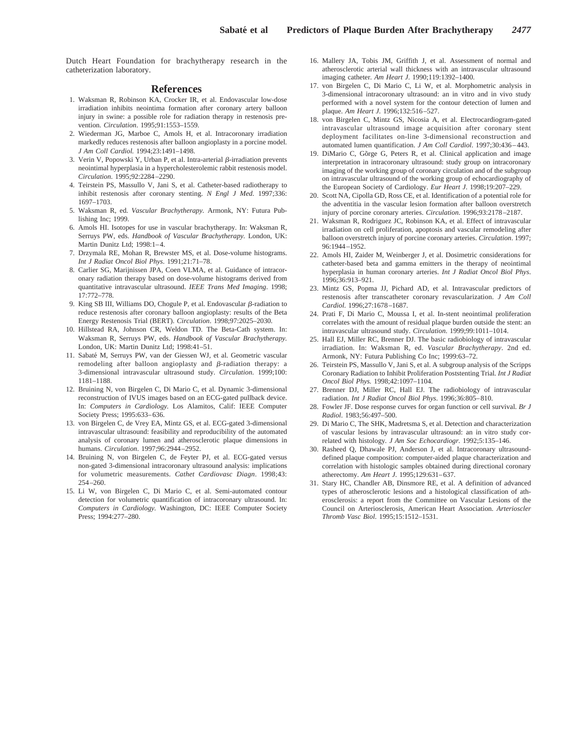Dutch Heart Foundation for brachytherapy research in the catheterization laboratory.

## References

1. Waksman R, Robinson KA, Crocker IR, et al. Endovascular low-dose irradiation inhibits neointima formation after coronary artery balloon injury in swine: a possible role for radiation therapy in restenosis prevention. *Circulation*. 1995;91:1553–1559.
2. Wiederman JG, Marboe C, Amols H, et al. Intracoronary irradiation markedly reduces restenosis after balloon angioplasty in a porcine model. *J Am Coll Cardiol.* 1994;23:1491–1498.
3. Verin V, Popowski Y, Urban P, et al. Intra-arterial $\beta$-irradiation prevents neointimal hyperplasia in a hypercholesterolemic rabbit restenosis model. *Circulation.* 1995;92:2284–2290.
4. Teirstein PS, Massullo V, Jani S, et al. Catheter-based radiotherapy to inhibit restenosis after coronary stenting. *N Engl J Med.* 1997;336:1697–1703.
5. Waksman R, ed. *Vascular Brachytherapy.* Armonk, NY: Futura Publishing Inc; 1999.
6. Amols HI. Isotopes for use in vascular brachytherapy. In: Waksman R, Serruys PW, eds. *Handbook of Vascular Brachytherapy.* London, UK: Martin Dunitz Ltd; 1998:1–4.
7. Drzymala RE, Mohan R, Brewster MS, et al. Dose-volume histograms. *Int J Radiat Oncol Biol Phys.* 1991;21:71–78.
8. Carlier SG, Marijnissen JPA, Coen VLMA, et al. Guidance of intracoronary radiation therapy based on dose-volume histograms derived from quantitative intravascular ultrasound. *IEEE Trans Med Imaging*. 1998;17:772–778.
9. King SB III, Williams DO, Chogule P, et al. Endovascular $\beta$-radiation to reduce restenosis after coronary balloon angioplasty: results of the Beta Energy Restenosis Trial (BERT). *Circulation.* 1998;97:2025–2030.
10. Hillstead RA, Johnson CR, Weldon TD. The Beta-Cath system. In: Waksman R, Serruys PW, eds. *Handbook of Vascular Brachytherapy.* London, UK: Martin Dunitz Ltd; 1998:41–51.
11. Sabaté M, Serruys PW, van der Giessen WJ, et al. Geometric vascular remodeling after balloon angioplasty and $\beta$-radiation therapy: a 3-dimensional intravascular ultrasound study. *Circulation.* 1999;100:1181–1188.
12. Bruining N, von Birgelen C, Di Mario C, et al. Dynamic 3-dimensional reconstruction of IVUS images based on an ECG-gated pullback device. In: *Computers in Cardiology.* Los Alamitos, Calif: IEEE Computer Society Press; 1995:633–636.
13. von Birgelen C, de Vrey EA, Mintz GS, et al. ECG-gated 3-dimensional intravascular ultrasound: feasibility and reproducibility of the automated analysis of coronary lumen and atherosclerotic plaque dimensions in humans. *Circulation*. 1997;96:2944–2952.
14. Bruining N, von Birgelen C, de Feyter PJ, et al. ECG-gated versus non-gated 3-dimensional intracoronary ultrasound analysis: implications for volumetric measurements. *Cathet Cardiovasc Diagn*. 1998;43:254–260.
15. Li W, von Birgelen C, Di Mario C, et al. Semi-automated contour detection for volumetric quantification of intracoronary ultrasound. In: *Computers in Cardiology.* Washington, DC: IEEE Computer Society Press; 1994:277–280.
16. Mallery JA, Tobis JM, Griffith J, et al. Assessment of normal and atherosclerotic arterial wall thickness with an intravascular ultrasound imaging catheter. *Am Heart J*. 1990;119:1392–1400.
17. von Birgelen C, Di Mario C, Li W, et al. Morphometric analysis in 3-dimensional intracoronary ultrasound: an in vitro and in vivo study performed with a novel system for the contour detection of lumen and plaque. *Am Heart J*. 1996;132:516–527.
18. von Birgelen C, Mintz GS, Nicosia A, et al. Electrocardiogram-gated intravascular ultrasound image acquisition after coronary stent deployment facilitates on-line 3-dimensional reconstruction and automated lumen quantification. *J Am Coll Cardiol*. 1997;30:436–443.
19. DiMario C, Gõrge G, Peters R, et al. Clinical application and image interpretation in intracoronary ultrasound: study group on intracoronary imaging of the working group of coronary circulation and of the subgroup on intravascular ultrasound of the working group of echocardiography of the European Society of Cardiology. *Eur Heart J*. 1998;19:207–229.
20. Scott NA, Cipolla GD, Ross CE, et al. Identification of a potential role for the adventitia in the vascular lesion formation after balloon overstretch injury of porcine coronary arteries. *Circulation*. 1996;93:2178–2187.
21. Waksman R, Rodriguez JC, Robinson KA, et al. Effect of intravascular irradiation on cell proliferation, apoptosis and vascular remodeling after balloon overstretch injury of porcine coronary arteries. *Circulation*. 1997;96:1944–1952.
22. Amols HI, Zaider M, Weinberger J, et al. Dosimetric considerations for catheter-based beta and gamma emitters in the therapy of neointimal hyperplasia in human coronary arteries. *Int J Radiat Oncol Biol Phys*. 1996;36:913–921.
23. Mintz GS, Popma JJ, Pichard AD, et al. Intravascular predictors of restenosis after transcatheter coronary revascularization. *J Am Coll Cardiol.* 1996;27:1678–1687.
24. Prati F, Di Mario C, Moussa I, et al. In-stent neointimal proliferation correlates with the amount of residual plaque burden outside the stent: an intravascular ultrasound study. *Circulation.* 1999;99:1011–1014.
25. Hall EJ, Miller RC, Brenner DJ. The basic radiobiology of intravascular irradiation. In: Waksman R, ed. *Vascular Brachytherapy*. 2nd ed. Armonk, NY: Futura Publishing Co Inc; 1999:63–72.
26. Teirstein PS, Massullo V, Jani S, et al. A subgroup analysis of the Scripps Coronary Radiation to Inhibit Proliferation Poststenting Trial. *Int J Radiat Oncol Biol Phys.* 1998;42:1097–1104.
27. Brenner DJ, Miller RC, Hall EJ. The radiobiology of intravascular radiation. *Int J Radiat Oncol Biol Phys*. 1996;36:805–810.
28. Fowler JF. Dose response curves for organ function or cell survival. *Br J Radiol*. 1983;56:497–500.
29. Di Mario C, The SHK, Madretsma S, et al. Detection and characterization of vascular lesions by intravascular ultrasound: an in vitro study correlated with histology. *J Am Soc Echocardiogr.* 1992;5:135–146.
30. Rasheed Q, Dhawale PJ, Anderson J, et al. Intracoronary ultrasound-defined plaque composition: computer-aided plaque characterization and correlation with histologic samples obtained during directional coronary atherectomy. *Am Heart J*. 1995;129:631–637.
31. Stary HC, Chandler AB, Dinsmore RE, et al. A definition of advanced types of atherosclerotic lesions and a histological classification of atherosclerosis: a report from the Committee on Vascular Lesions of the Council on Arteriosclerosis, American Heart Association. *Arterioscler Thromb Vasc Biol.* 1995;15:1512–1531.